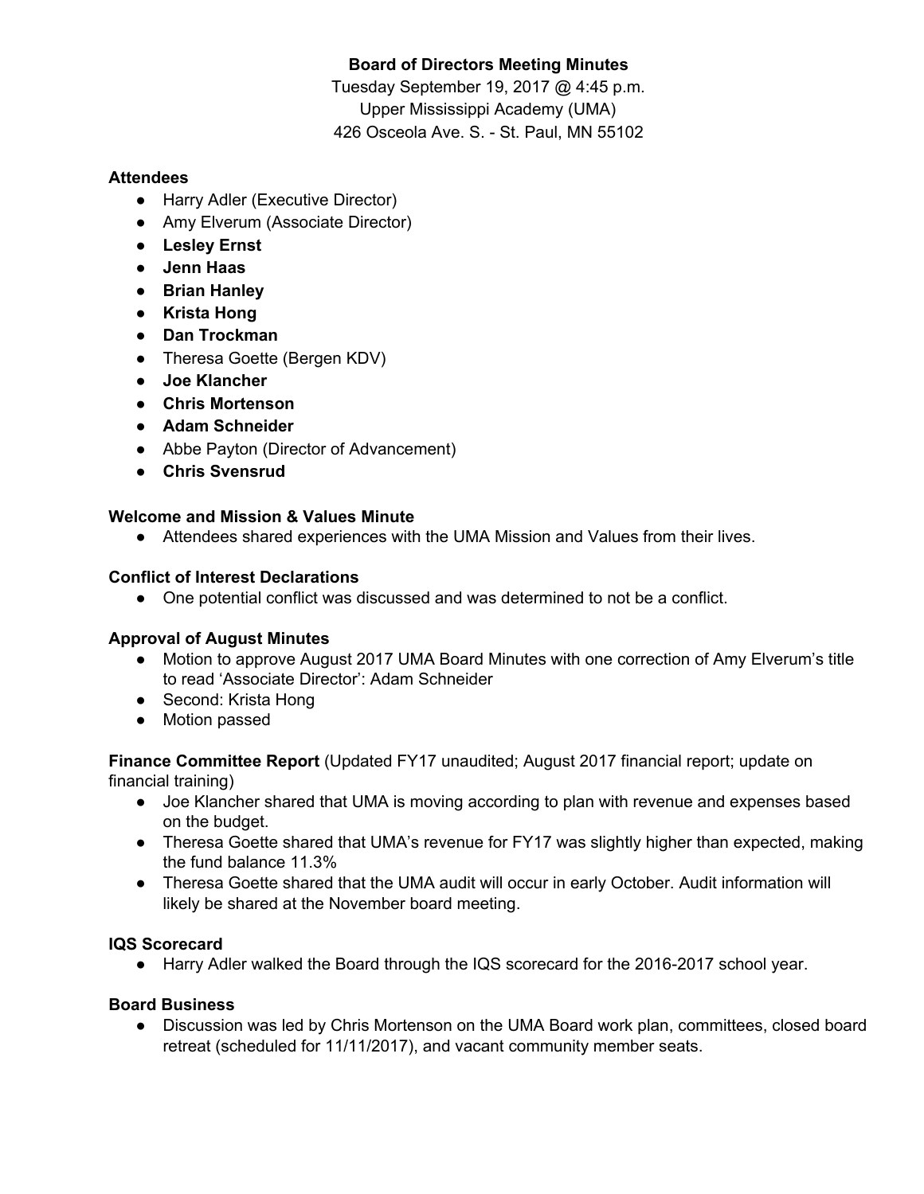**Board of Directors Meeting Minutes**

Tuesday September 19, 2017 @ 4:45 p.m.
Upper Mississippi Academy (UMA)
426 Osceola Ave. S. - St. Paul, MN 55102

**Attendees**

- Harry Adler (Executive Director)
- Amy Elverum (Associate Director)
- **Lesley Ernst**
- **Jenn Haas**
- **Brian Hanley**
- **Krista Hong**
- **Dan Trockman**
- Theresa Goette (Bergen KDV)
- **Joe Klancher**
- **Chris Mortenson**
- **Adam Schneider**
- Abbe Payton (Director of Advancement)
- **Chris Svensrud**

**Welcome and Mission & Values Minute**

- Attendees shared experiences with the UMA Mission and Values from their lives.

**Conflict of Interest Declarations**

- One potential conflict was discussed and was determined to not be a conflict.

**Approval of August Minutes**

- Motion to approve August 2017 UMA Board Minutes with one correction of Amy Elverum's title to read 'Associate Director': Adam Schneider
- Second: Krista Hong
- Motion passed

**Finance Committee Report** (Updated FY17 unaudited; August 2017 financial report; update on financial training)

- Joe Klancher shared that UMA is moving according to plan with revenue and expenses based on the budget.
- Theresa Goette shared that UMA's revenue for FY17 was slightly higher than expected, making the fund balance 11.3%
- Theresa Goette shared that the UMA audit will occur in early October. Audit information will likely be shared at the November board meeting.

**IQS Scorecard**

- Harry Adler walked the Board through the IQS scorecard for the 2016-2017 school year.

**Board Business**

- Discussion was led by Chris Mortenson on the UMA Board work plan, committees, closed board retreat (scheduled for 11/11/2017), and vacant community member seats.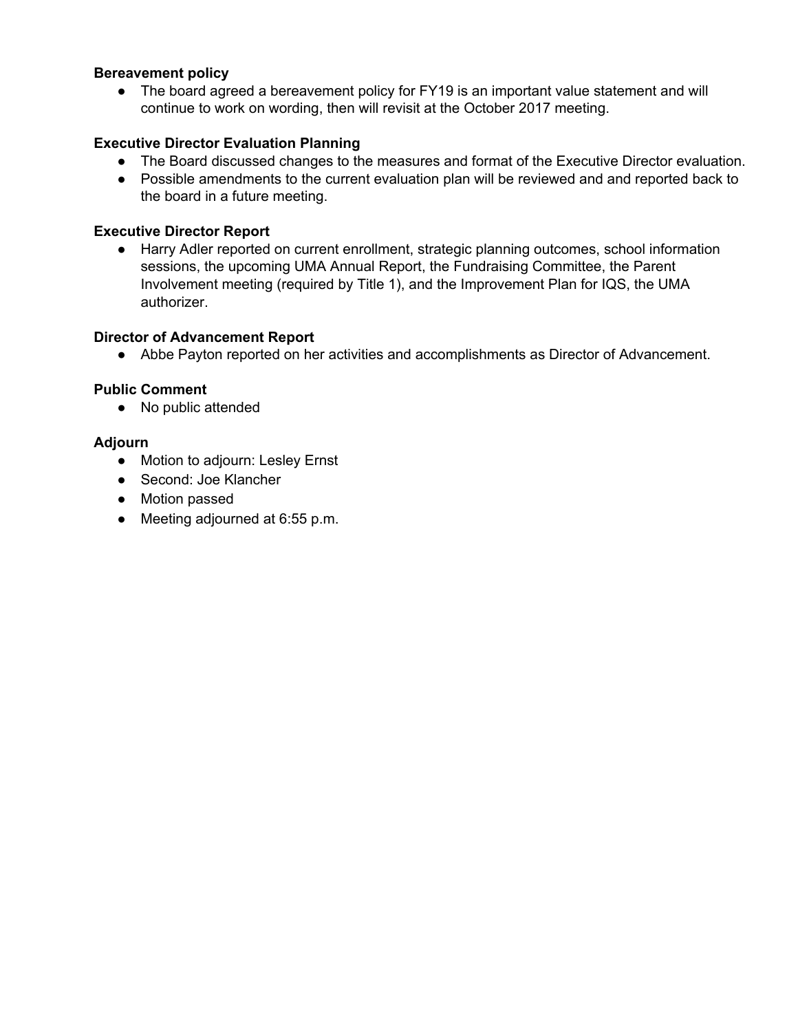**Bereavement policy**

- The board agreed a bereavement policy for FY19 is an important value statement and will continue to work on wording, then will revisit at the October 2017 meeting.

**Executive Director Evaluation Planning**

- The Board discussed changes to the measures and format of the Executive Director evaluation.
- Possible amendments to the current evaluation plan will be reviewed and and reported back to the board in a future meeting.

**Executive Director Report**

- Harry Adler reported on current enrollment, strategic planning outcomes, school information sessions, the upcoming UMA Annual Report, the Fundraising Committee, the Parent Involvement meeting (required by Title 1), and the Improvement Plan for IQS, the UMA authorizer.

**Director of Advancement Report**

- Abbe Payton reported on her activities and accomplishments as Director of Advancement.

**Public Comment**

- No public attended

**Adjourn**

- Motion to adjourn: Lesley Ernst
- Second: Joe Klancher
- Motion passed
- Meeting adjourned at 6:55 p.m.